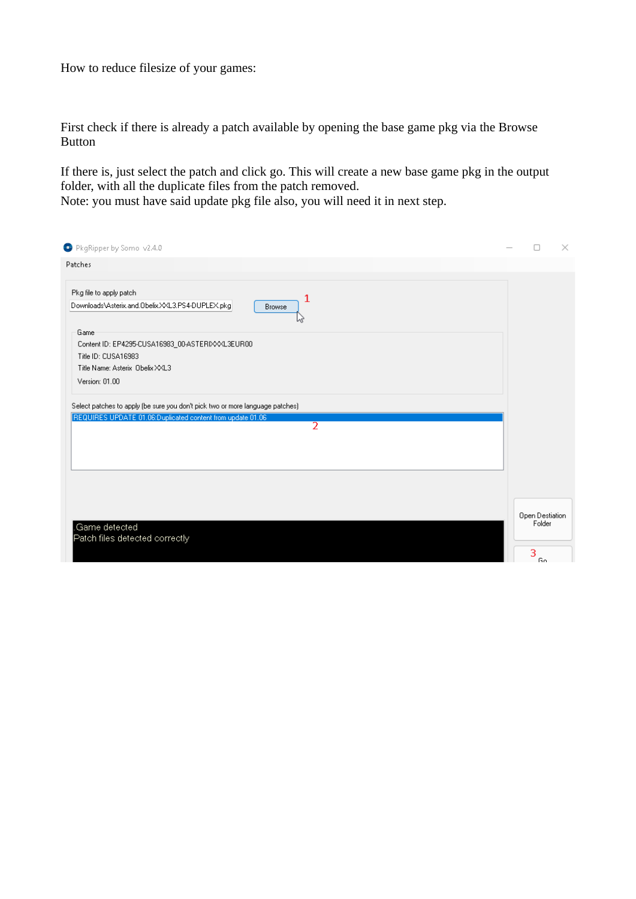How to reduce filesize of your games:

First check if there is already a patch available by opening the base game pkg via the Browse Button

If there is, just select the patch and click go. This will create a new base game pkg in the output folder, with all the duplicate files from the patch removed.
Note: you must have said update pkg file also, you will need it in next step.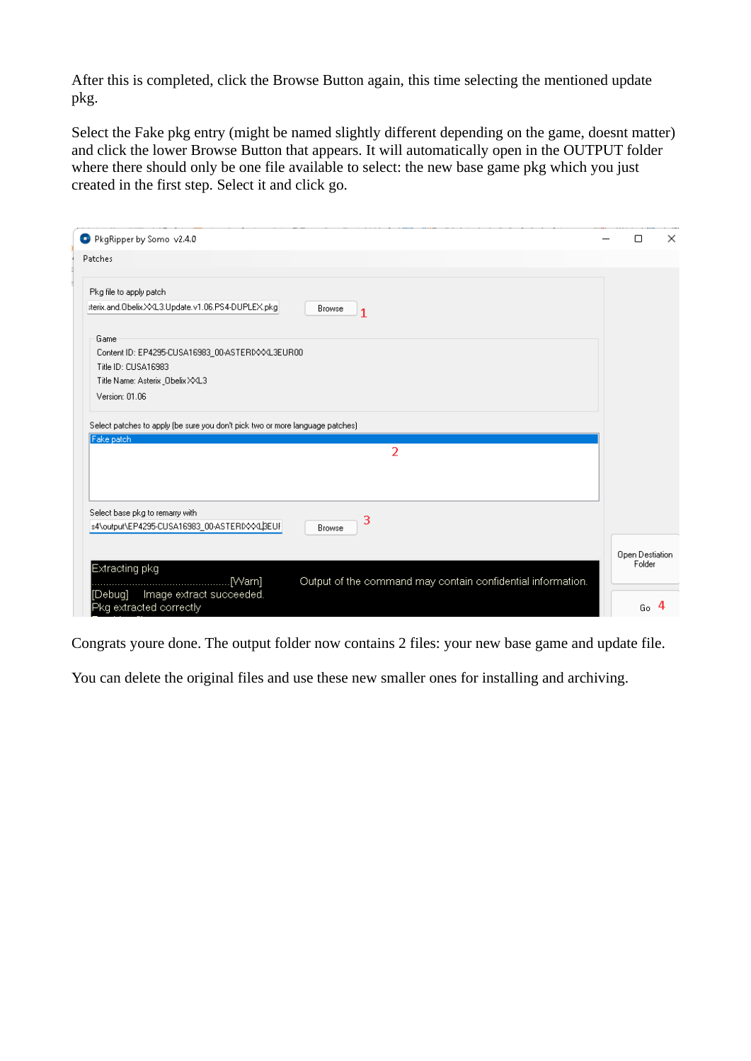After this is completed, click the Browse Button again, this time selecting the mentioned update pkg.

Select the Fake pkg entry (might be named slightly different depending on the game, doesnt matter) and click the lower Browse Button that appears. It will automatically open in the OUTPUT folder where there should only be one file available to select: the new base game pkg which you just created in the first step. Select it and click go.

Congrats youre done. The output folder now contains 2 files: your new base game and update file.

You can delete the original files and use these new smaller ones for installing and archiving.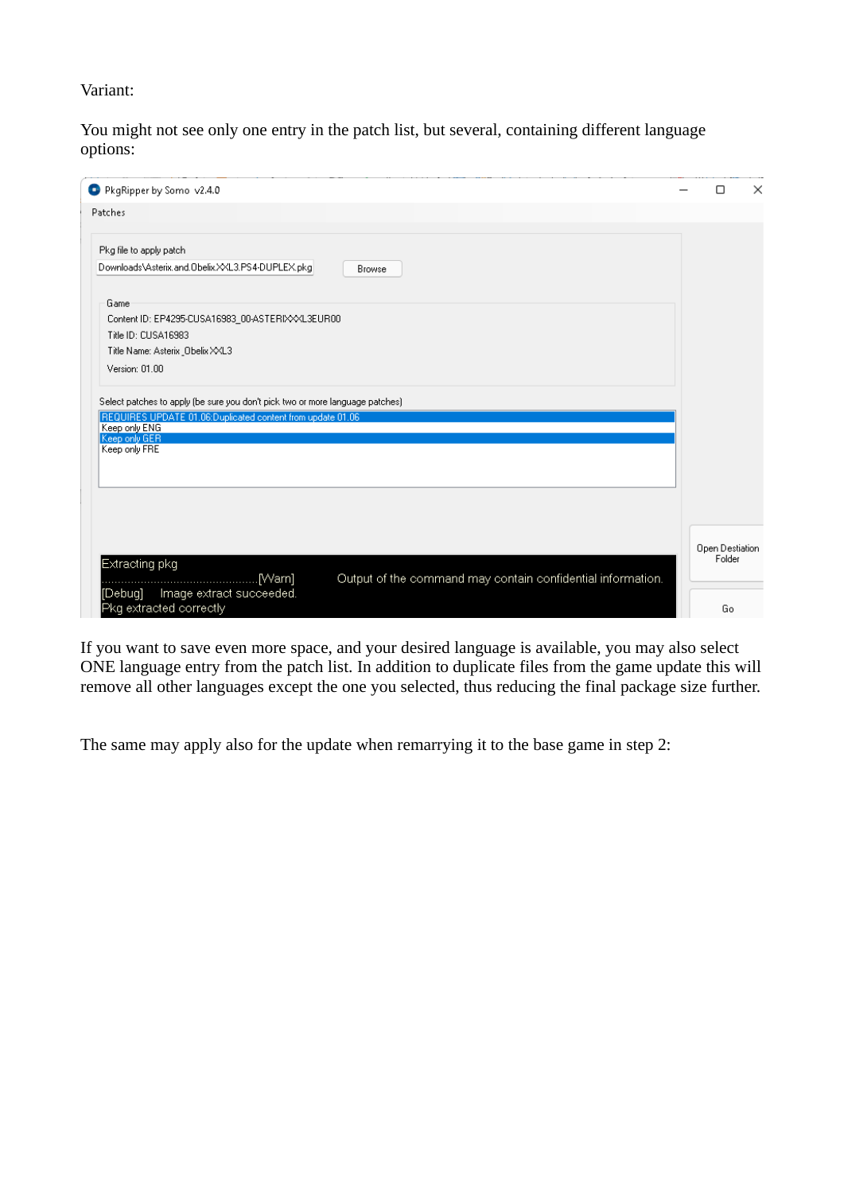Variant:

You might not see only one entry in the patch list, but several, containing different language options:

PkgRipper by Somo v2.4.0

Patches

Pkg file to apply patch

Downloads\Asterix.and.Obelix.XXL3.PS4-DUPLEX.pkg Browse

Game

Content ID: EP4295-CUSA16983_00-ASTERIXXXL3EUR00

Title ID: CUSA16983

Title Name: Asterix_Obelix XXL3

Version: 01.00

Select patches to apply (be sure you don't pick two or more language patches)

REQUIRES UPDATE 01.06:Duplicated content from update 01.06
Keep only ENG
Keep only GER
Keep only FRE

Extracting pkg
................................................[Warn] Output of the command may contain confidential information.
[Debug] Image extract succeeded.
Pkg extracted correctly

Open Destiation Folder

Go

If you want to save even more space, and your desired language is available, you may also select ONE language entry from the patch list. In addition to duplicate files from the game update this will remove all other languages except the one you selected, thus reducing the final package size further.

The same may apply also for the update when remarrying it to the base game in step 2: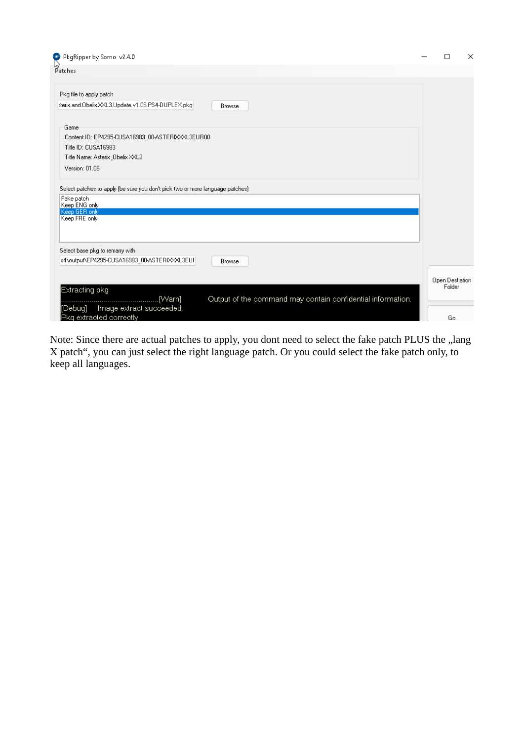PkgRipper by Somo v2.4.0

Patches

Pkg file to apply patch

sterix.and.Obelix.XXL3.Update.v1.06.PS4-DUPLEX.pkg

Browse

Game

Content ID: EP4295-CUSA16983_00-ASTERIXXXL3EUR00

Title ID: CUSA16983

Title Name: Asterix_Obelix XXL3

Version: 01.06

Select patches to apply (be sure you don't pick two or more language patches)

Fake patch
Keep ENG only
Keep GER only
Keep FRE only

Select base pkg to remarry with

s4\output\EP4295-CUSA16983_00-ASTERIXXXL3EUF

Browse

Open Destiation Folder

Go

```
Extracting pkg
..............................................[Warn]     Output of the command may contain confidential information.
[Debug]   Image extract succeeded.
Pkg extracted correctly
```

Note: Since there are actual patches to apply, you dont need to select the fake patch PLUS the „lang X patch“, you can just select the right language patch. Or you could select the fake patch only, to keep all languages.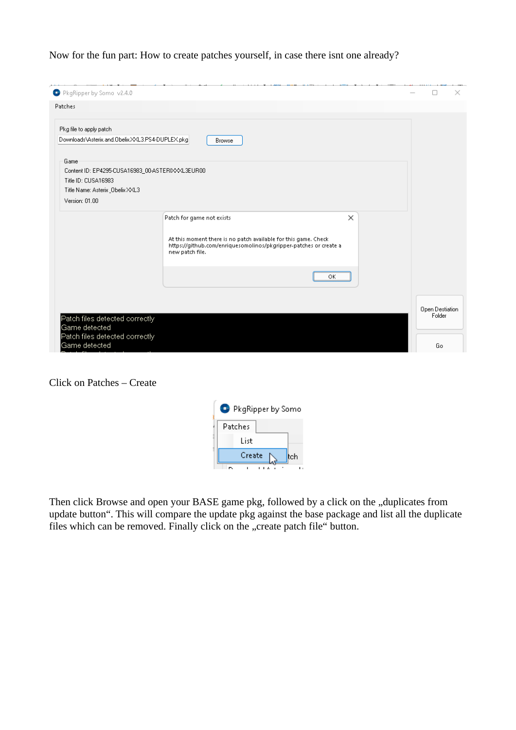Now for the fun part: How to create patches yourself, in case there isnt one already?

Click on Patches – Create

Then click Browse and open your BASE game pkg, followed by a click on the „duplicates from update button“. This will compare the update pkg against the base package and list all the duplicate files which can be removed. Finally click on the „create patch file“ button.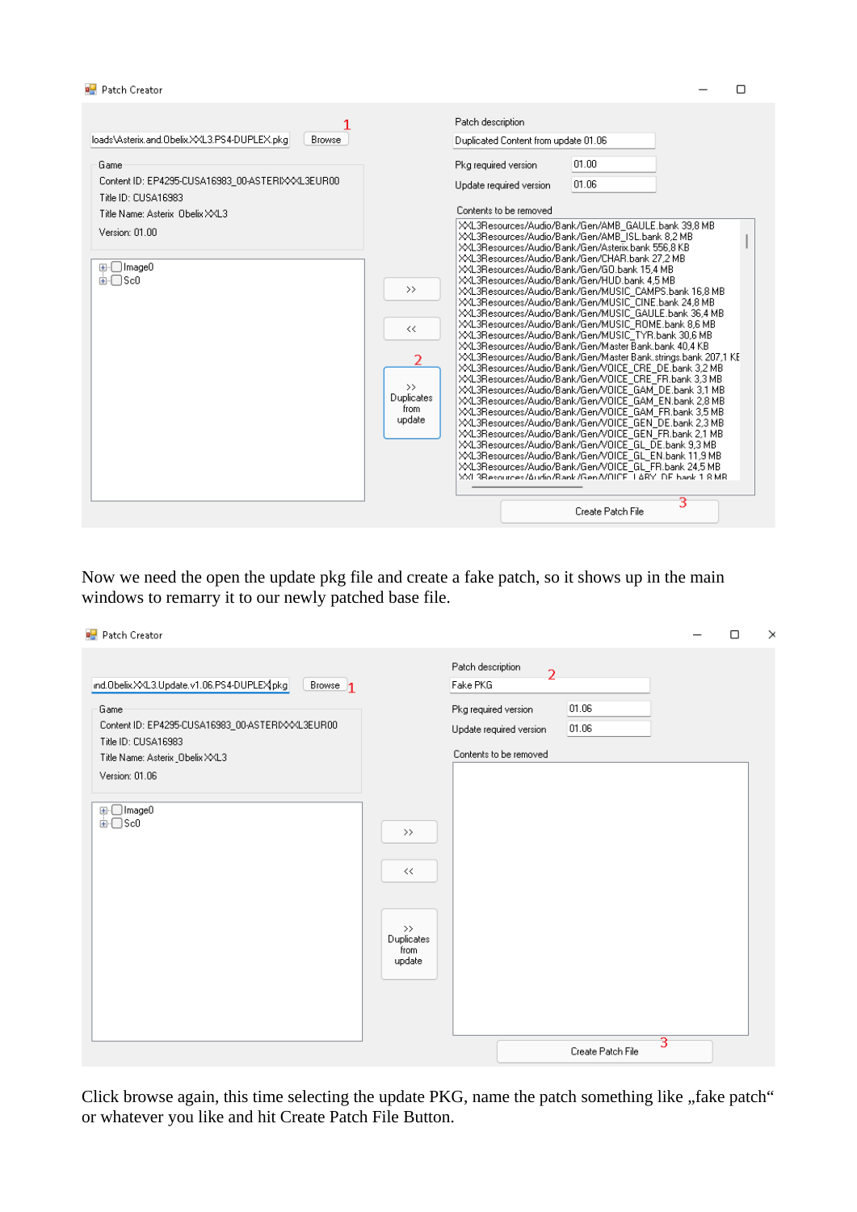Now we need the open the update pkg file and create a fake patch, so it shows up in the main windows to remarry it to our newly patched base file.

Click browse again, this time selecting the update PKG, name the patch something like „fake patch“ or whatever you like and hit Create Patch File Button.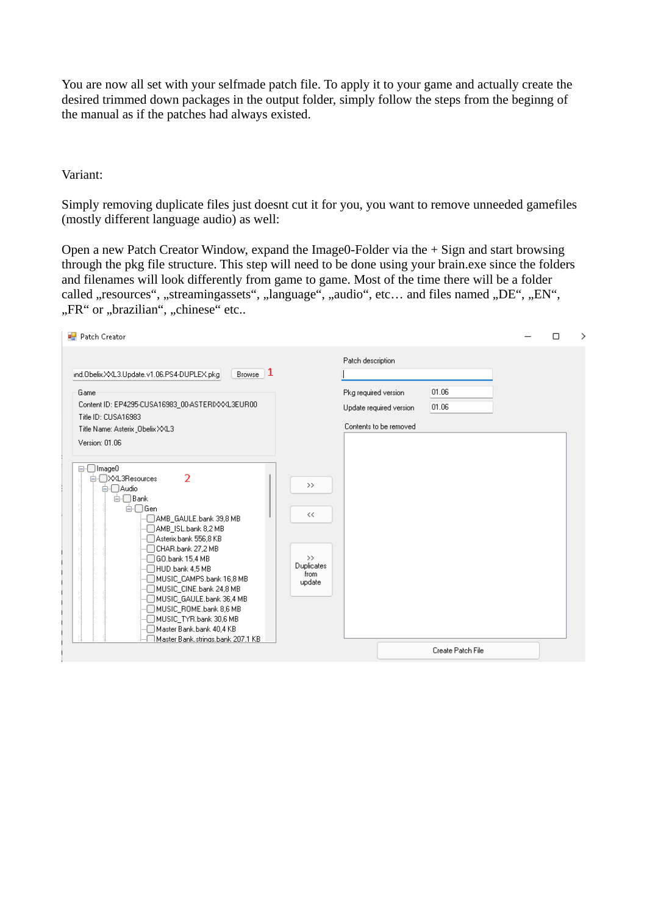You are now all set with your selfmade patch file. To apply it to your game and actually create the desired trimmed down packages in the output folder, simply follow the steps from the beginng of the manual as if the patches had always existed.

Variant:

Simply removing duplicate files just doesnt cut it for you, you want to remove unneeded gamefiles (mostly different language audio) as well:

Open a new Patch Creator Window, expand the Image0-Folder via the + Sign and start browsing through the pkg file structure. This step will need to be done using your brain.exe since the folders and filenames will look differently from game to game. Most of the time there will be a folder called „resources“, „streamingassets“, „language“, „audio“, etc… and files named „DE“, „EN“, „FR“ or „brazilian“, „chinese“ etc..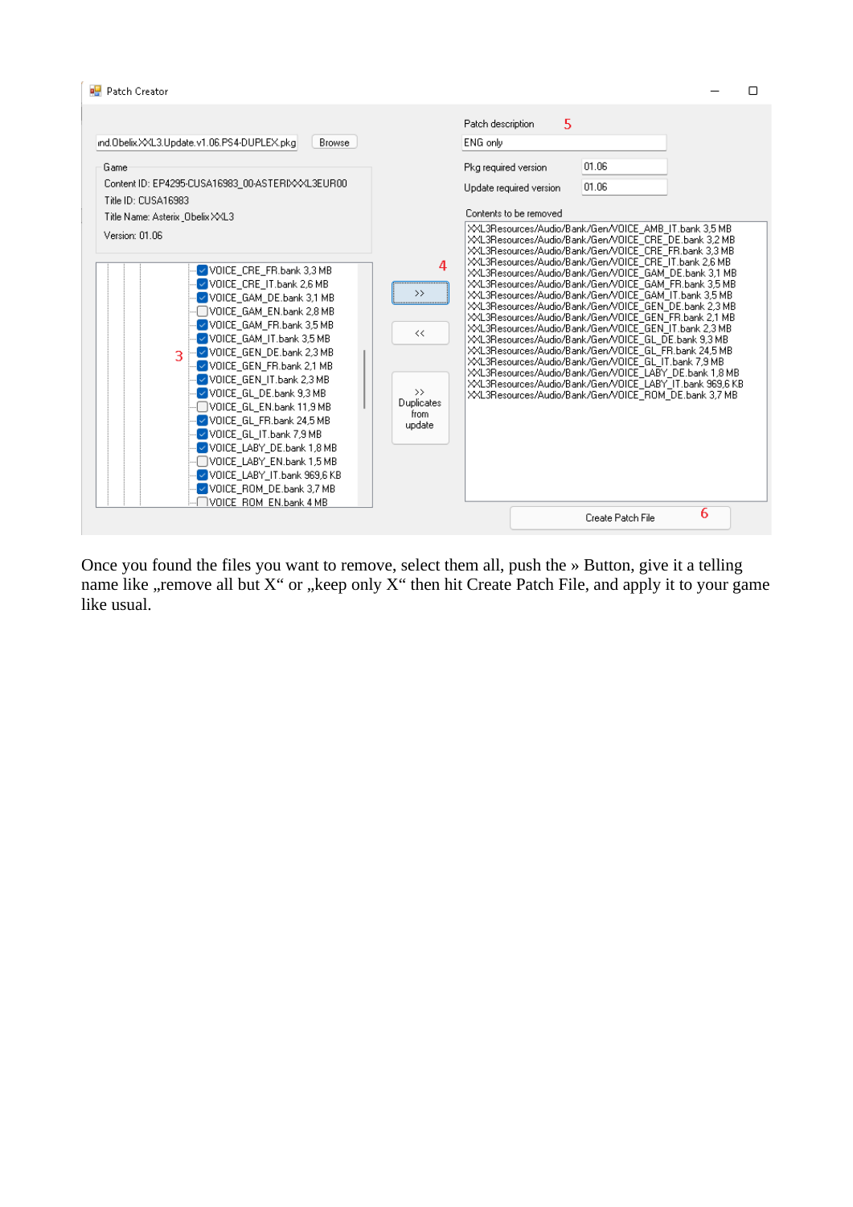Patch Creator

ınd.Obelix.XXL3.Update.v1.06.PS4-DUPLEX.pkg Browse

Game

Content ID: EP4295-CUSA16983_00-ASTERIXXXL3EUR00

Title ID: CUSA16983

Title Name: Asterix_Obelix XXL3

Version: 01.06

3

VOICE_CRE_FR.bank 3,3 MB
VOICE_CRE_IT.bank 2,6 MB
VOICE_GAM_DE.bank 3,1 MB
VOICE_GAM_EN.bank 2,8 MB
VOICE_GAM_FR.bank 3,5 MB
VOICE_GAM_IT.bank 3,5 MB
VOICE_GEN_DE.bank 2,3 MB
VOICE_GEN_FR.bank 2,1 MB
VOICE_GEN_IT.bank 2,3 MB
VOICE_GL_DE.bank 9,3 MB
VOICE_GL_EN.bank 11,9 MB
VOICE_GL_FR.bank 24,5 MB
VOICE_GL_IT.bank 7,9 MB
VOICE_LABY_DE.bank 1,8 MB
VOICE_LABY_EN.bank 1,5 MB
VOICE_LABY_IT.bank 969,6 KB
VOICE_ROM_DE.bank 3,7 MB
VOICE_ROM_EN.bank 4 MB

4

>>

<<

>> Duplicates from update

Patch description 5

ENG only

Pkg required version 01.06

Update required version 01.06

Contents to be removed

XXL3Resources/Audio/Bank/Gen/VOICE_AMB_IT.bank 3,5 MB
XXL3Resources/Audio/Bank/Gen/VOICE_CRE_DE.bank 3,2 MB
XXL3Resources/Audio/Bank/Gen/VOICE_CRE_FR.bank 3,3 MB
XXL3Resources/Audio/Bank/Gen/VOICE_CRE_IT.bank 2,6 MB
XXL3Resources/Audio/Bank/Gen/VOICE_GAM_DE.bank 3,1 MB
XXL3Resources/Audio/Bank/Gen/VOICE_GAM_FR.bank 3,5 MB
XXL3Resources/Audio/Bank/Gen/VOICE_GAM_IT.bank 3,5 MB
XXL3Resources/Audio/Bank/Gen/VOICE_GEN_DE.bank 2,3 MB
XXL3Resources/Audio/Bank/Gen/VOICE_GEN_FR.bank 2,1 MB
XXL3Resources/Audio/Bank/Gen/VOICE_GEN_IT.bank 2,3 MB
XXL3Resources/Audio/Bank/Gen/VOICE_GL_DE.bank 9,3 MB
XXL3Resources/Audio/Bank/Gen/VOICE_GL_FR.bank 24,5 MB
XXL3Resources/Audio/Bank/Gen/VOICE_GL_IT.bank 7,9 MB
XXL3Resources/Audio/Bank/Gen/VOICE_LABY_DE.bank 1,8 MB
XXL3Resources/Audio/Bank/Gen/VOICE_LABY_IT.bank 969,6 KB
XXL3Resources/Audio/Bank/Gen/VOICE_ROM_DE.bank 3,7 MB

Create Patch File 6

Once you found the files you want to remove, select them all, push the » Button, give it a telling name like „remove all but X“ or „keep only X“ then hit Create Patch File, and apply it to your game like usual.